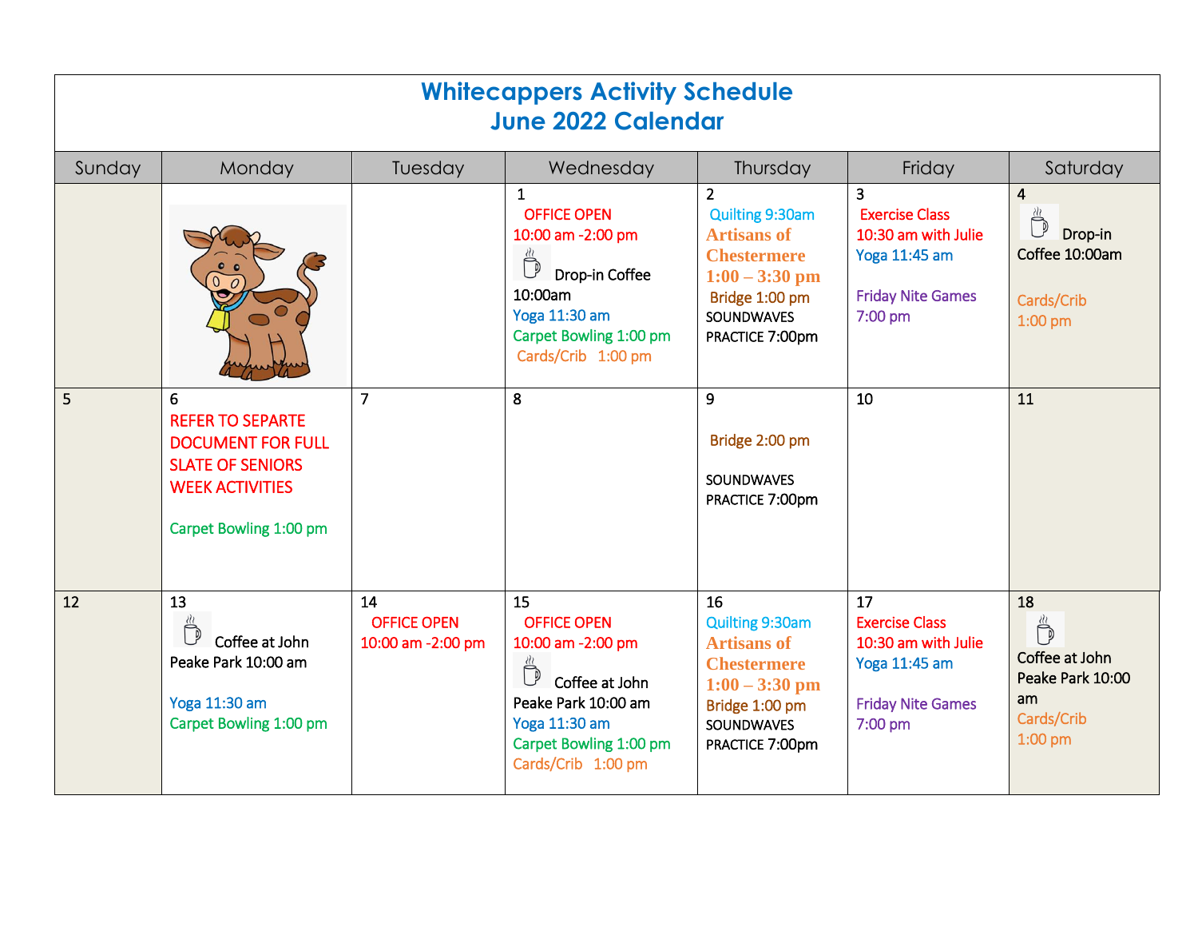# Whitecappers Activity Schedule
## June 2022 Calendar

| Sunday | Monday | Tuesday | Wednesday | Thursday | Friday | Saturday |
|---|---|---|---|---|---|---|
| | | | 1 OFFICE OPEN 10:00 am -2:00 pm Drop-in Coffee 10:00am Yoga 11:30 am Carpet Bowling 1:00 pm Cards/Crib 1:00 pm | 2 Quilting 9:30am Artisans of Chestermere 1:00 – 3:30 pm Bridge 1:00 pm SOUNDWAVES PRACTICE 7:00pm | 3 Exercise Class 10:30 am with Julie Yoga 11:45 am Friday Nite Games 7:00 pm | 4 Drop-in Coffee 10:00am Cards/Crib 1:00 pm |
| 5 | 6 REFER TO SEPARTE DOCUMENT FOR FULL SLATE OF SENIORS WEEK ACTIVITIES Carpet Bowling 1:00 pm | 7 | 8 | 9 Bridge 2:00 pm SOUNDWAVES PRACTICE 7:00pm | 10 | 11 |
| 12 | 13 Coffee at John Peake Park 10:00 am Yoga 11:30 am Carpet Bowling 1:00 pm | 14 OFFICE OPEN 10:00 am -2:00 pm | 15 OFFICE OPEN 10:00 am -2:00 pm Coffee at John Peake Park 10:00 am Yoga 11:30 am Carpet Bowling 1:00 pm Cards/Crib 1:00 pm | 16 Quilting 9:30am Artisans of Chestermere 1:00 – 3:30 pm Bridge 1:00 pm SOUNDWAVES PRACTICE 7:00pm | 17 Exercise Class 10:30 am with Julie Yoga 11:45 am Friday Nite Games 7:00 pm | 18 Coffee at John Peake Park 10:00 am Cards/Crib 1:00 pm |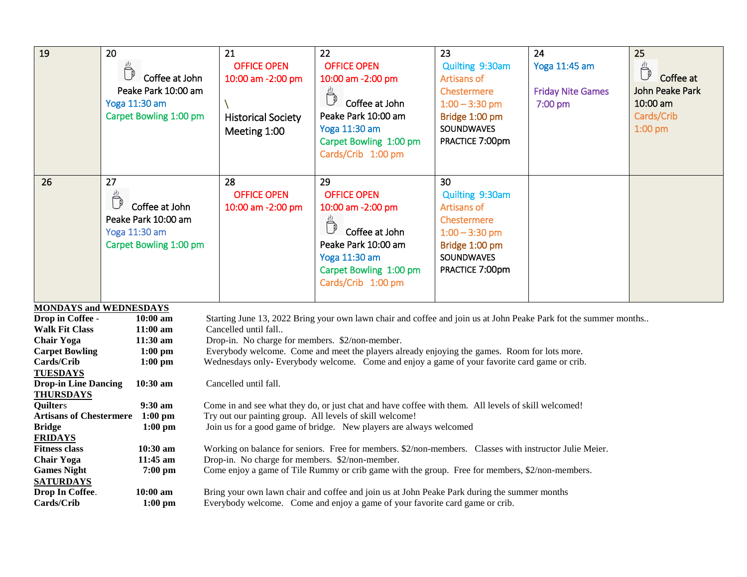| | | | | | | |
|---|---|---|---|---|---|---|
| 19 | 20<br>Coffee at John Peake Park 10:00 am<br>Yoga 11:30 am<br>Carpet Bowling 1:00 pm | 21<br>OFFICE OPEN<br>10:00 am -2:00 pm<br>\<br>Historical Society Meeting 1:00 | 22<br>OFFICE OPEN<br>10:00 am -2:00 pm<br>Coffee at John Peake Park 10:00 am<br>Yoga 11:30 am<br>Carpet Bowling 1:00 pm<br>Cards/Crib 1:00 pm | 23<br>Quilting 9:30am<br>Artisans of Chestermere<br>1:00 – 3:30 pm<br>Bridge 1:00 pm<br>SOUNDWAVES PRACTICE 7:00pm | 24<br>Yoga 11:45 am<br><br>Friday Nite Games<br>7:00 pm | 25<br>Coffee at John Peake Park 10:00 am<br>Cards/Crib<br>1:00 pm |
| 26 | 27<br>Coffee at John Peake Park 10:00 am<br>Yoga 11:30 am<br>Carpet Bowling 1:00 pm | 28<br>OFFICE OPEN<br>10:00 am -2:00 pm | 29<br>OFFICE OPEN<br>10:00 am -2:00 pm<br>Coffee at John Peake Park 10:00 am<br>Yoga 11:30 am<br>Carpet Bowling 1:00 pm<br>Cards/Crib 1:00 pm | 30<br>Quilting 9:30am<br>Artisans of Chestermere<br>1:00 – 3:30 pm<br>Bridge 1:00 pm<br>SOUNDWAVES PRACTICE 7:00pm | | |

**MONDAYS and WEDNESDAYS**

| | | |
|---|---|---|
| **Drop in Coffee -** | **10:00 am** | Starting June 13, 2022 Bring your own lawn chair and coffee and join us at John Peake Park fot the summer months.. |
| **Walk Fit Class** | **11:00 am** | Cancelled until fall.. |
| **Chair Yoga** | **11:30 am** | Drop-in. No charge for members. $2/non-member. |
| **Carpet Bowling** | **1:00 pm** | Everybody welcome. Come and meet the players already enjoying the games. Room for lots more. |
| **Cards/Crib** | **1:00 pm** | Wednesdays only- Everybody welcome. Come and enjoy a game of your favorite card game or crib. |

**TUESDAYS**

| | | |
|---|---|---|
| **Drop-in Line Dancing** | **10:30 am** | Cancelled until fall. |

**THURSDAYS**

| | | |
|---|---|---|
| **Quilters** | **9:30 am** | Come in and see what they do, or just chat and have coffee with them. All levels of skill welcomed! |
| **Artisans of Chestermere** | **1:00 pm** | Try out our painting group. All levels of skill welcome! |
| **Bridge** | **1:00 pm** | Join us for a good game of bridge. New players are always welcomed |

**FRIDAYS**

| | | |
|---|---|---|
| **Fitness class** | **10:30 am** | Working on balance for seniors. Free for members. $2/non-members. Classes with instructor Julie Meier. |
| **Chair Yoga** | **11:45 am** | Drop-in. No charge for members. $2/non-member. |
| **Games Night** | **7:00 pm** | Come enjoy a game of Tile Rummy or crib game with the group. Free for members, $2/non-members. |

**SATURDAYS**

| | | |
|---|---|---|
| **Drop In Coffee.** | **10:00 am** | Bring your own lawn chair and coffee and join us at John Peake Park during the summer months |
| **Cards/Crib** | **1:00 pm** | Everybody welcome. Come and enjoy a game of your favorite card game or crib. |